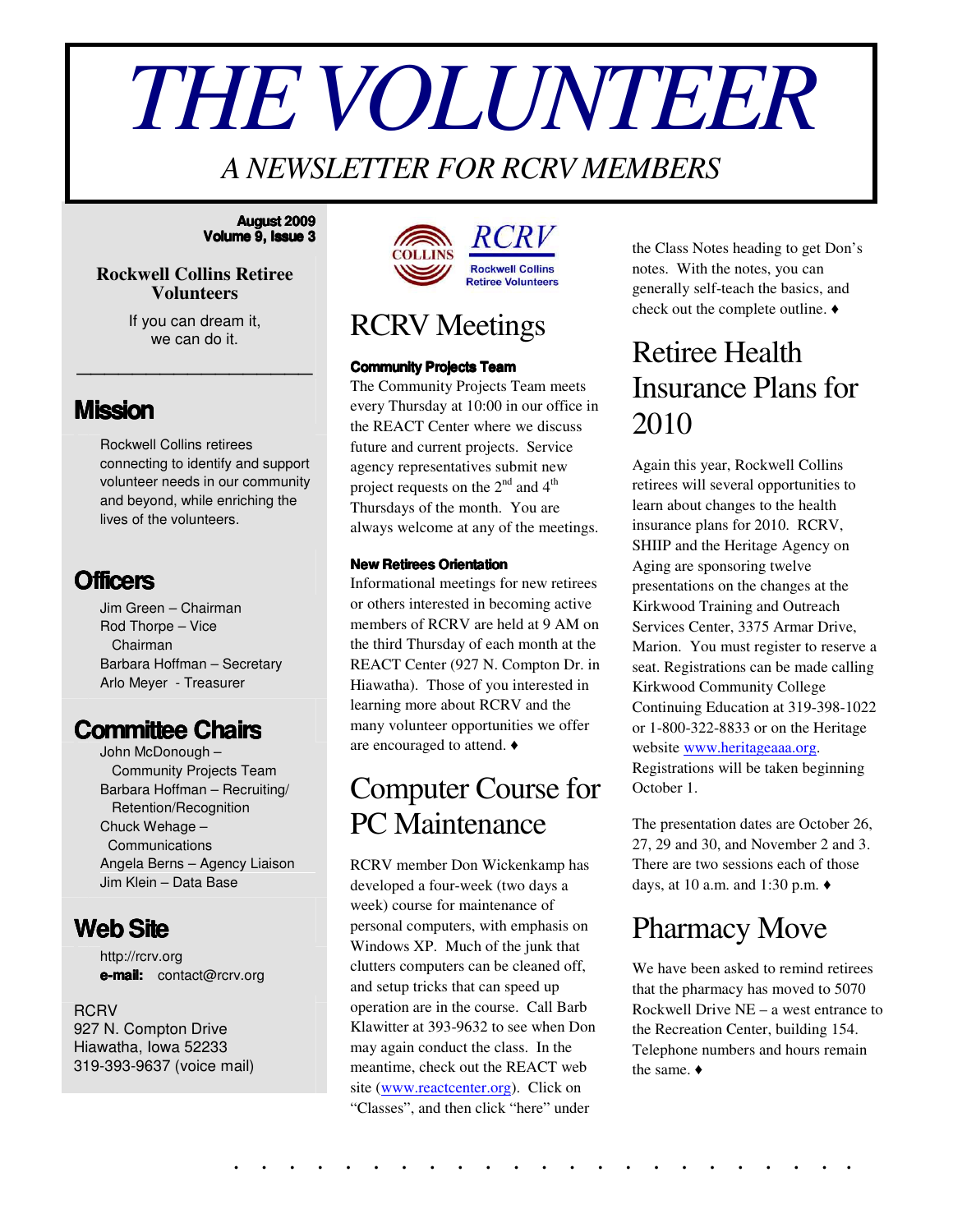# THE VOLUNTEER

*A NEWSLETTER FOR RCRV MEMBERS*

**August 2009**
**Volume 9, Issue 3**

**Rockwell Collins Retiree Volunteers**

If you can dream it,
we can do it.

## Mission

Rockwell Collins retirees connecting to identify and support volunteer needs in our community and beyond, while enriching the lives of the volunteers.

## Officers

Jim Green – Chairman
Rod Thorpe – Vice Chairman
Barbara Hoffman – Secretary
Arlo Meyer - Treasurer

## Committee Chairs

John McDonough – Community Projects Team
Barbara Hoffman – Recruiting/ Retention/Recognition
Chuck Wehage – Communications
Angela Berns – Agency Liaison
Jim Klein – Data Base

## Web Site

http://rcrv.org
**e-mail:** contact@rcrv.org

RCRV
927 N. Compton Drive
Hiawatha, Iowa 52233
319-393-9637 (voice mail)

COLLINS RCRV Rockwell Collins Retiree Volunteers

## RCRV Meetings

**Community Projects Team**

The Community Projects Team meets every Thursday at 10:00 in our office in the REACT Center where we discuss future and current projects. Service agency representatives submit new project requests on the 2nd and 4th Thursdays of the month. You are always welcome at any of the meetings.

**New Retirees Orientation**

Informational meetings for new retirees or others interested in becoming active members of RCRV are held at 9 AM on the third Thursday of each month at the REACT Center (927 N. Compton Dr. in Hiawatha). Those of you interested in learning more about RCRV and the many volunteer opportunities we offer are encouraged to attend. ♦

## Computer Course for PC Maintenance

RCRV member Don Wickenkamp has developed a four-week (two days a week) course for maintenance of personal computers, with emphasis on Windows XP. Much of the junk that clutters computers can be cleaned off, and setup tricks that can speed up operation are in the course. Call Barb Klawitter at 393-9632 to see when Don may again conduct the class. In the meantime, check out the REACT web site (www.reactcenter.org). Click on "Classes", and then click "here" under the Class Notes heading to get Don's notes. With the notes, you can generally self-teach the basics, and check out the complete outline. ♦

## Retiree Health Insurance Plans for 2010

Again this year, Rockwell Collins retirees will several opportunities to learn about changes to the health insurance plans for 2010. RCRV, SHIIP and the Heritage Agency on Aging are sponsoring twelve presentations on the changes at the Kirkwood Training and Outreach Services Center, 3375 Armar Drive, Marion. You must register to reserve a seat. Registrations can be made calling Kirkwood Community College Continuing Education at 319-398-1022 or 1-800-322-8833 or on the Heritage website www.heritageaaa.org. Registrations will be taken beginning October 1.

The presentation dates are October 26, 27, 29 and 30, and November 2 and 3. There are two sessions each of those days, at 10 a.m. and 1:30 p.m. ♦

## Pharmacy Move

We have been asked to remind retirees that the pharmacy has moved to 5070 Rockwell Drive NE – a west entrance to the Recreation Center, building 154. Telephone numbers and hours remain the same. ♦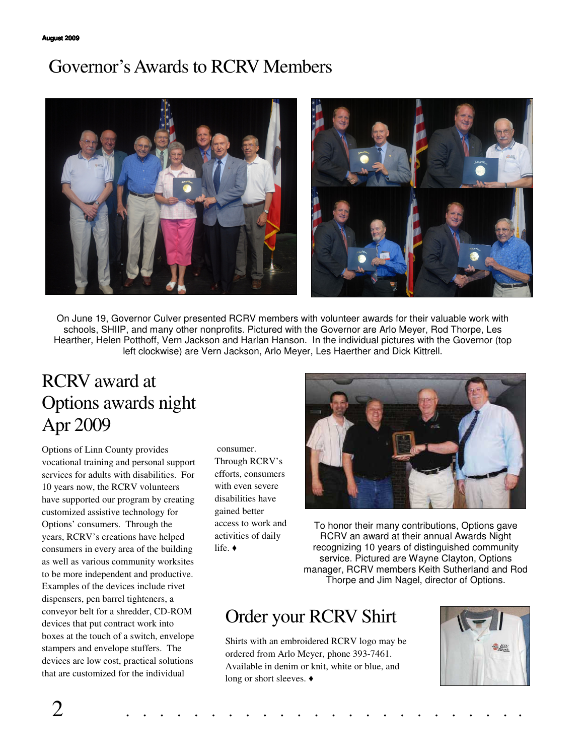# Governor's Awards to RCRV Members

On June 19, Governor Culver presented RCRV members with volunteer awards for their valuable work with schools, SHIIP, and many other nonprofits. Pictured with the Governor are Arlo Meyer, Rod Thorpe, Les Hearther, Helen Potthoff, Vern Jackson and Harlan Hanson. In the individual pictures with the Governor (top left clockwise) are Vern Jackson, Arlo Meyer, Les Haerther and Dick Kittrell.

## RCRV award at Options awards night Apr 2009

Options of Linn County provides vocational training and personal support services for adults with disabilities. For 10 years now, the RCRV volunteers have supported our program by creating customized assistive technology for Options' consumers. Through the years, RCRV's creations have helped consumers in every area of the building as well as various community worksites to be more independent and productive. Examples of the devices include rivet dispensers, pen barrel tighteners, a conveyor belt for a shredder, CD-ROM devices that put contract work into boxes at the touch of a switch, envelope stampers and envelope stuffers. The devices are low cost, practical solutions that are customized for the individual consumer. Through RCRV's efforts, consumers with even severe disabilities have gained better access to work and activities of daily life. ♦

To honor their many contributions, Options gave RCRV an award at their annual Awards Night recognizing 10 years of distinguished community service. Pictured are Wayne Clayton, Options manager, RCRV members Keith Sutherland and Rod Thorpe and Jim Nagel, director of Options.

## Order your RCRV Shirt

Shirts with an embroidered RCRV logo may be ordered from Arlo Meyer, phone 393-7461. Available in denim or knit, white or blue, and long or short sleeves. ♦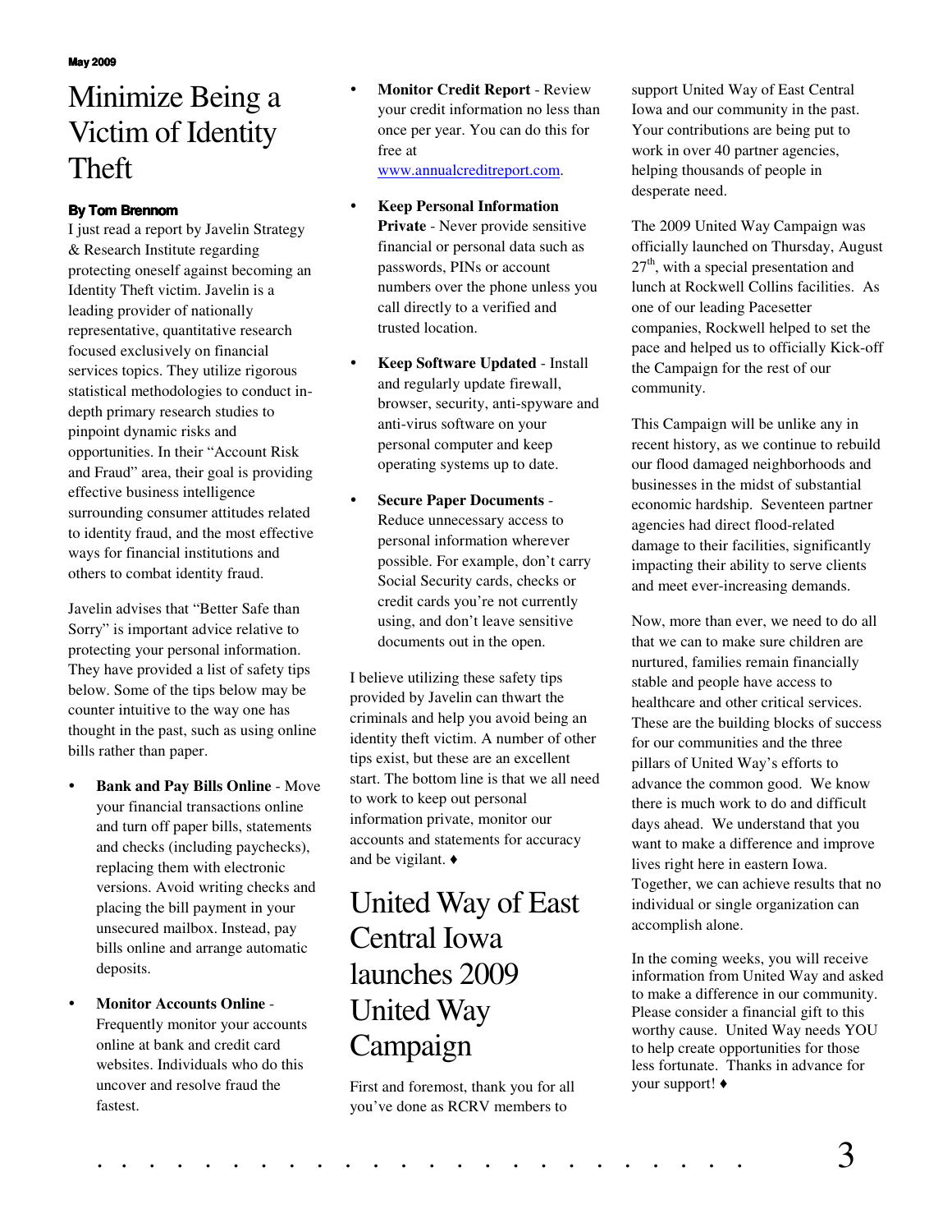May 2009

# Minimize Being a Victim of Identity Theft

**By Tom Brennom**

I just read a report by Javelin Strategy & Research Institute regarding protecting oneself against becoming an Identity Theft victim. Javelin is a leading provider of nationally representative, quantitative research focused exclusively on financial services topics. They utilize rigorous statistical methodologies to conduct in-depth primary research studies to pinpoint dynamic risks and opportunities. In their "Account Risk and Fraud" area, their goal is providing effective business intelligence surrounding consumer attitudes related to identity fraud, and the most effective ways for financial institutions and others to combat identity fraud.

Javelin advises that "Better Safe than Sorry" is important advice relative to protecting your personal information. They have provided a list of safety tips below. Some of the tips below may be counter intuitive to the way one has thought in the past, such as using online bills rather than paper.

- **Bank and Pay Bills Online** - Move your financial transactions online and turn off paper bills, statements and checks (including paychecks), replacing them with electronic versions. Avoid writing checks and placing the bill payment in your unsecured mailbox. Instead, pay bills online and arrange automatic deposits.
- **Monitor Accounts Online** - Frequently monitor your accounts online at bank and credit card websites. Individuals who do this uncover and resolve fraud the fastest.
- **Monitor Credit Report** - Review your credit information no less than once per year. You can do this for free at www.annualcreditreport.com.
- **Keep Personal Information Private** - Never provide sensitive financial or personal data such as passwords, PINs or account numbers over the phone unless you call directly to a verified and trusted location.
- **Keep Software Updated** - Install and regularly update firewall, browser, security, anti-spyware and anti-virus software on your personal computer and keep operating systems up to date.
- **Secure Paper Documents** - Reduce unnecessary access to personal information wherever possible. For example, don't carry Social Security cards, checks or credit cards you're not currently using, and don't leave sensitive documents out in the open.

I believe utilizing these safety tips provided by Javelin can thwart the criminals and help you avoid being an identity theft victim. A number of other tips exist, but these are an excellent start. The bottom line is that we all need to work to keep out personal information private, monitor our accounts and statements for accuracy and be vigilant. ♦

# United Way of East Central Iowa launches 2009 United Way Campaign

First and foremost, thank you for all you've done as RCRV members to support United Way of East Central Iowa and our community in the past. Your contributions are being put to work in over 40 partner agencies, helping thousands of people in desperate need.

The 2009 United Way Campaign was officially launched on Thursday, August 27th, with a special presentation and lunch at Rockwell Collins facilities. As one of our leading Pacesetter companies, Rockwell helped to set the pace and helped us to officially Kick-off the Campaign for the rest of our community.

This Campaign will be unlike any in recent history, as we continue to rebuild our flood damaged neighborhoods and businesses in the midst of substantial economic hardship. Seventeen partner agencies had direct flood-related damage to their facilities, significantly impacting their ability to serve clients and meet ever-increasing demands.

Now, more than ever, we need to do all that we can to make sure children are nurtured, families remain financially stable and people have access to healthcare and other critical services. These are the building blocks of success for our communities and the three pillars of United Way's efforts to advance the common good. We know there is much work to do and difficult days ahead. We understand that you want to make a difference and improve lives right here in eastern Iowa. Together, we can achieve results that no individual or single organization can accomplish alone.

In the coming weeks, you will receive information from United Way and asked to make a difference in our community. Please consider a financial gift to this worthy cause. United Way needs YOU to help create opportunities for those less fortunate. Thanks in advance for your support! ♦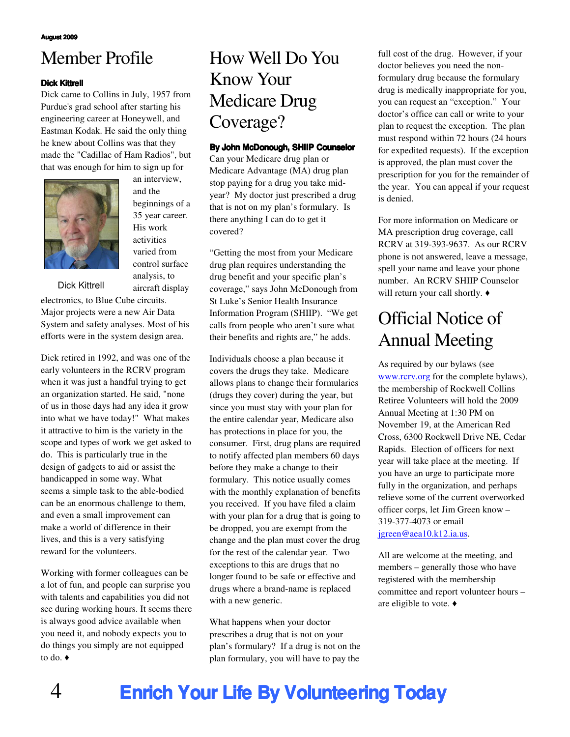# Member Profile

**Dick Kittrell**

Dick came to Collins in July, 1957 from Purdue's grad school after starting his engineering career at Honeywell, and Eastman Kodak. He said the only thing he knew about Collins was that they made the "Cadillac of Ham Radios", but that was enough for him to sign up for an interview, and the beginnings of a 35 year career. His work activities varied from control surface analysis, to aircraft display electronics, to Blue Cube circuits. Major projects were a new Air Data System and safety analyses. Most of his efforts were in the system design area.

Dick Kittrell

Dick retired in 1992, and was one of the early volunteers in the RCRV program when it was just a handful trying to get an organization started. He said, "none of us in those days had any idea it grow into what we have today!" What makes it attractive to him is the variety in the scope and types of work we get asked to do. This is particularly true in the design of gadgets to aid or assist the handicapped in some way. What seems a simple task to the able-bodied can be an enormous challenge to them, and even a small improvement can make a world of difference in their lives, and this is a very satisfying reward for the volunteers.

Working with former colleagues can be a lot of fun, and people can surprise you with talents and capabilities you did not see during working hours. It seems there is always good advice available when you need it, and nobody expects you to do things you simply are not equipped to do. ♦

# How Well Do You Know Your Medicare Drug Coverage?

**By John McDonough, SHIIP Counselor**

Can your Medicare drug plan or Medicare Advantage (MA) drug plan stop paying for a drug you take mid-year? My doctor just prescribed a drug that is not on my plan's formulary. Is there anything I can do to get it covered?

"Getting the most from your Medicare drug plan requires understanding the drug benefit and your specific plan's coverage," says John McDonough from St Luke's Senior Health Insurance Information Program (SHIIP). "We get calls from people who aren't sure what their benefits and rights are," he adds.

Individuals choose a plan because it covers the drugs they take. Medicare allows plans to change their formularies (drugs they cover) during the year, but since you must stay with your plan for the entire calendar year, Medicare also has protections in place for you, the consumer. First, drug plans are required to notify affected plan members 60 days before they make a change to their formulary. This notice usually comes with the monthly explanation of benefits you received. If you have filed a claim with your plan for a drug that is going to be dropped, you are exempt from the change and the plan must cover the drug for the rest of the calendar year. Two exceptions to this are drugs that no longer found to be safe or effective and drugs where a brand-name is replaced with a new generic.

What happens when your doctor prescribes a drug that is not on your plan's formulary? If a drug is not on the plan formulary, you will have to pay the full cost of the drug. However, if your doctor believes you need the non-formulary drug because the formulary drug is medically inappropriate for you, you can request an "exception." Your doctor's office can call or write to your plan to request the exception. The plan must respond within 72 hours (24 hours for expedited requests). If the exception is approved, the plan must cover the prescription for you for the remainder of the year. You can appeal if your request is denied.

For more information on Medicare or MA prescription drug coverage, call RCRV at 319-393-9637. As our RCRV phone is not answered, leave a message, spell your name and leave your phone number. An RCRV SHIIP Counselor will return your call shortly. ♦

# Official Notice of Annual Meeting

As required by our bylaws (see www.rcrv.org for the complete bylaws), the membership of Rockwell Collins Retiree Volunteers will hold the 2009 Annual Meeting at 1:30 PM on November 19, at the American Red Cross, 6300 Rockwell Drive NE, Cedar Rapids. Election of officers for next year will take place at the meeting. If you have an urge to participate more fully in the organization, and perhaps relieve some of the current overworked officer corps, let Jim Green know – 319-377-4073 or email jgreen@aea10.k12.ia.us.

All are welcome at the meeting, and members – generally those who have registered with the membership committee and report volunteer hours – are eligible to vote. ♦